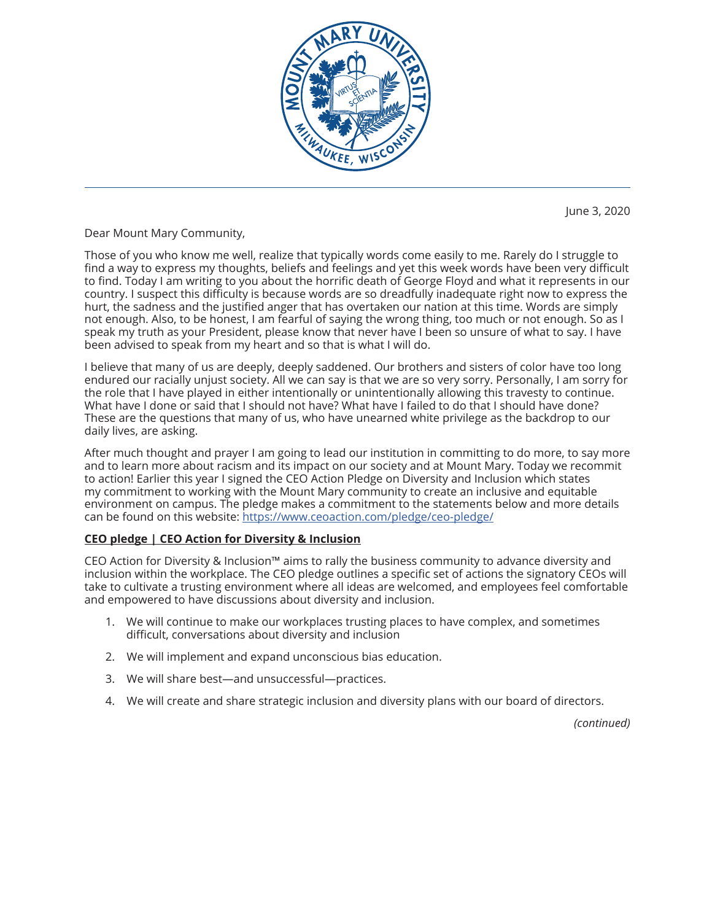June 3, 2020

Dear Mount Mary Community,

Those of you who know me well, realize that typically words come easily to me. Rarely do I struggle to find a way to express my thoughts, beliefs and feelings and yet this week words have been very difficult to find. Today I am writing to you about the horrific death of George Floyd and what it represents in our country. I suspect this difficulty is because words are so dreadfully inadequate right now to express the hurt, the sadness and the justified anger that has overtaken our nation at this time. Words are simply not enough. Also, to be honest, I am fearful of saying the wrong thing, too much or not enough. So as I speak my truth as your President, please know that never have I been so unsure of what to say. I have been advised to speak from my heart and so that is what I will do.

I believe that many of us are deeply, deeply saddened. Our brothers and sisters of color have too long endured our racially unjust society. All we can say is that we are so very sorry. Personally, I am sorry for the role that I have played in either intentionally or unintentionally allowing this travesty to continue. What have I done or said that I should not have? What have I failed to do that I should have done? These are the questions that many of us, who have unearned white privilege as the backdrop to our daily lives, are asking.

After much thought and prayer I am going to lead our institution in committing to do more, to say more and to learn more about racism and its impact on our society and at Mount Mary. Today we recommit to action! Earlier this year I signed the CEO Action Pledge on Diversity and Inclusion which states my commitment to working with the Mount Mary community to create an inclusive and equitable environment on campus. The pledge makes a commitment to the statements below and more details can be found on this website: https://www.ceoaction.com/pledge/ceo-pledge/

**CEO pledge | CEO Action for Diversity & Inclusion**

CEO Action for Diversity & Inclusion™ aims to rally the business community to advance diversity and inclusion within the workplace. The CEO pledge outlines a specific set of actions the signatory CEOs will take to cultivate a trusting environment where all ideas are welcomed, and employees feel comfortable and empowered to have discussions about diversity and inclusion.

1. We will continue to make our workplaces trusting places to have complex, and sometimes difficult, conversations about diversity and inclusion
2. We will implement and expand unconscious bias education.
3. We will share best—and unsuccessful—practices.
4. We will create and share strategic inclusion and diversity plans with our board of directors.

*(continued)*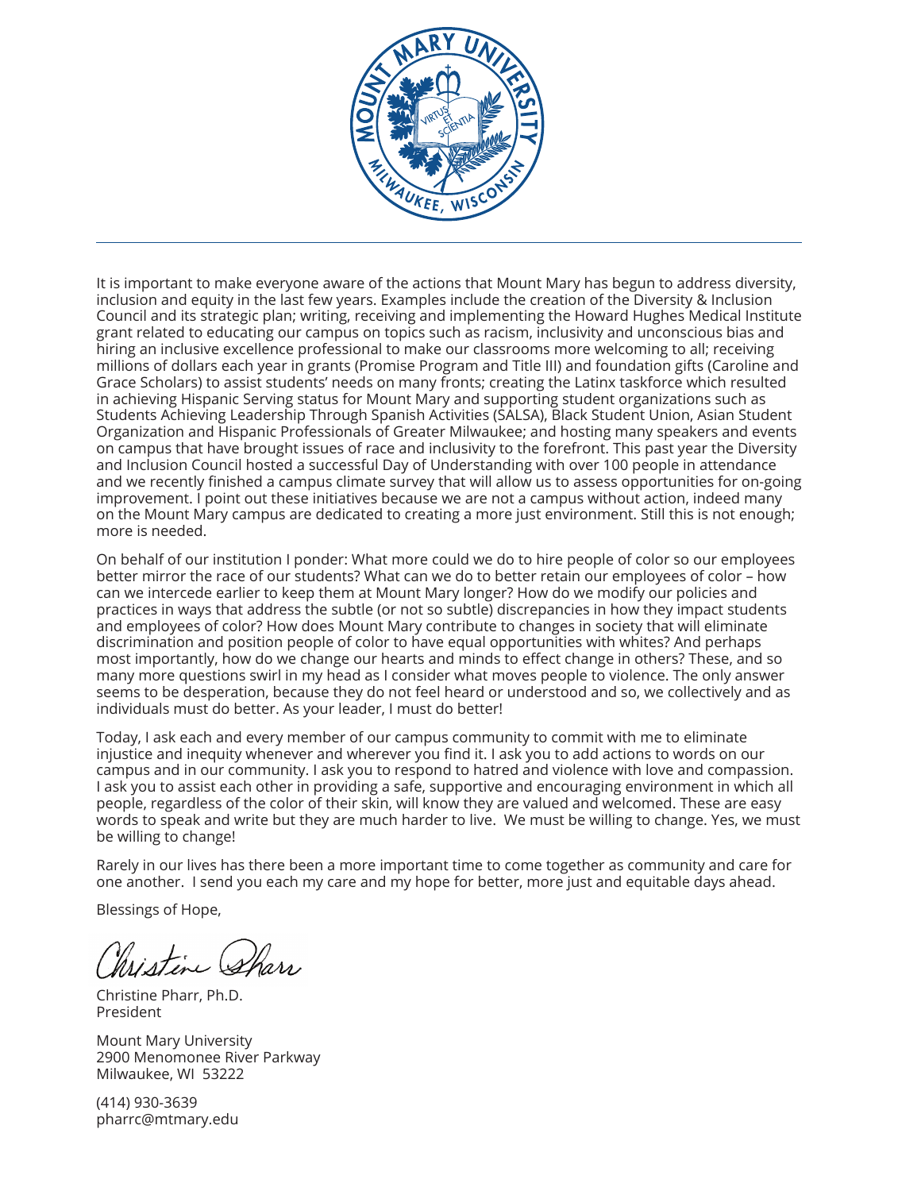It is important to make everyone aware of the actions that Mount Mary has begun to address diversity, inclusion and equity in the last few years. Examples include the creation of the Diversity & Inclusion Council and its strategic plan; writing, receiving and implementing the Howard Hughes Medical Institute grant related to educating our campus on topics such as racism, inclusivity and unconscious bias and hiring an inclusive excellence professional to make our classrooms more welcoming to all; receiving millions of dollars each year in grants (Promise Program and Title III) and foundation gifts (Caroline and Grace Scholars) to assist students' needs on many fronts; creating the Latinx taskforce which resulted in achieving Hispanic Serving status for Mount Mary and supporting student organizations such as Students Achieving Leadership Through Spanish Activities (SALSA), Black Student Union, Asian Student Organization and Hispanic Professionals of Greater Milwaukee; and hosting many speakers and events on campus that have brought issues of race and inclusivity to the forefront. This past year the Diversity and Inclusion Council hosted a successful Day of Understanding with over 100 people in attendance and we recently finished a campus climate survey that will allow us to assess opportunities for on-going improvement. I point out these initiatives because we are not a campus without action, indeed many on the Mount Mary campus are dedicated to creating a more just environment. Still this is not enough; more is needed.

On behalf of our institution I ponder: What more could we do to hire people of color so our employees better mirror the race of our students? What can we do to better retain our employees of color – how can we intercede earlier to keep them at Mount Mary longer? How do we modify our policies and practices in ways that address the subtle (or not so subtle) discrepancies in how they impact students and employees of color? How does Mount Mary contribute to changes in society that will eliminate discrimination and position people of color to have equal opportunities with whites? And perhaps most importantly, how do we change our hearts and minds to effect change in others? These, and so many more questions swirl in my head as I consider what moves people to violence. The only answer seems to be desperation, because they do not feel heard or understood and so, we collectively and as individuals must do better. As your leader, I must do better!

Today, I ask each and every member of our campus community to commit with me to eliminate injustice and inequity whenever and wherever you find it. I ask you to add actions to words on our campus and in our community. I ask you to respond to hatred and violence with love and compassion. I ask you to assist each other in providing a safe, supportive and encouraging environment in which all people, regardless of the color of their skin, will know they are valued and welcomed. These are easy words to speak and write but they are much harder to live. We must be willing to change. Yes, we must be willing to change!

Rarely in our lives has there been a more important time to come together as community and care for one another. I send you each my care and my hope for better, more just and equitable days ahead.

Blessings of Hope,

Christine Pharr

Christine Pharr, Ph.D.
President

Mount Mary University
2900 Menomonee River Parkway
Milwaukee, WI 53222

(414) 930-3639
pharrc@mtmary.edu